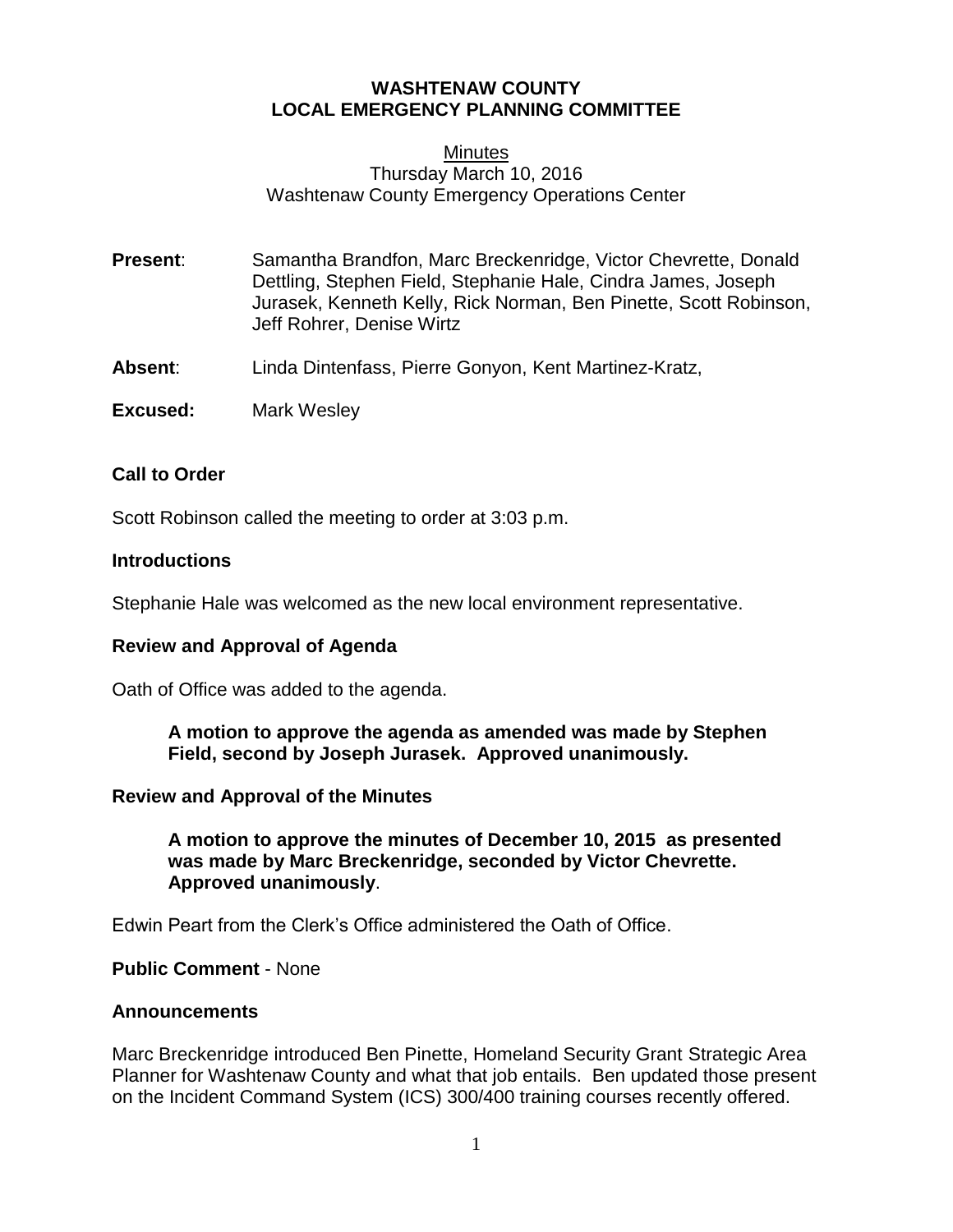**WASHTENAW COUNTY**
**LOCAL EMERGENCY PLANNING COMMITTEE**

Minutes
Thursday March 10, 2016
Washtenaw County Emergency Operations Center

**Present**: Samantha Brandfon, Marc Breckenridge, Victor Chevrette, Donald Dettling, Stephen Field, Stephanie Hale, Cindra James, Joseph Jurasek, Kenneth Kelly, Rick Norman, Ben Pinette, Scott Robinson, Jeff Rohrer, Denise Wirtz

**Absent**: Linda Dintenfass, Pierre Gonyon, Kent Martinez-Kratz,

**Excused:** Mark Wesley

### Call to Order

Scott Robinson called the meeting to order at 3:03 p.m.

### Introductions

Stephanie Hale was welcomed as the new local environment representative.

### Review and Approval of Agenda

Oath of Office was added to the agenda.

> **A motion to approve the agenda as amended was made by Stephen Field, second by Joseph Jurasek. Approved unanimously.**

### Review and Approval of the Minutes

> **A motion to approve the minutes of December 10, 2015 as presented was made by Marc Breckenridge, seconded by Victor Chevrette. Approved unanimously**.

Edwin Peart from the Clerk's Office administered the Oath of Office.

**Public Comment** - None

### Announcements

Marc Breckenridge introduced Ben Pinette, Homeland Security Grant Strategic Area Planner for Washtenaw County and what that job entails. Ben updated those present on the Incident Command System (ICS) 300/400 training courses recently offered.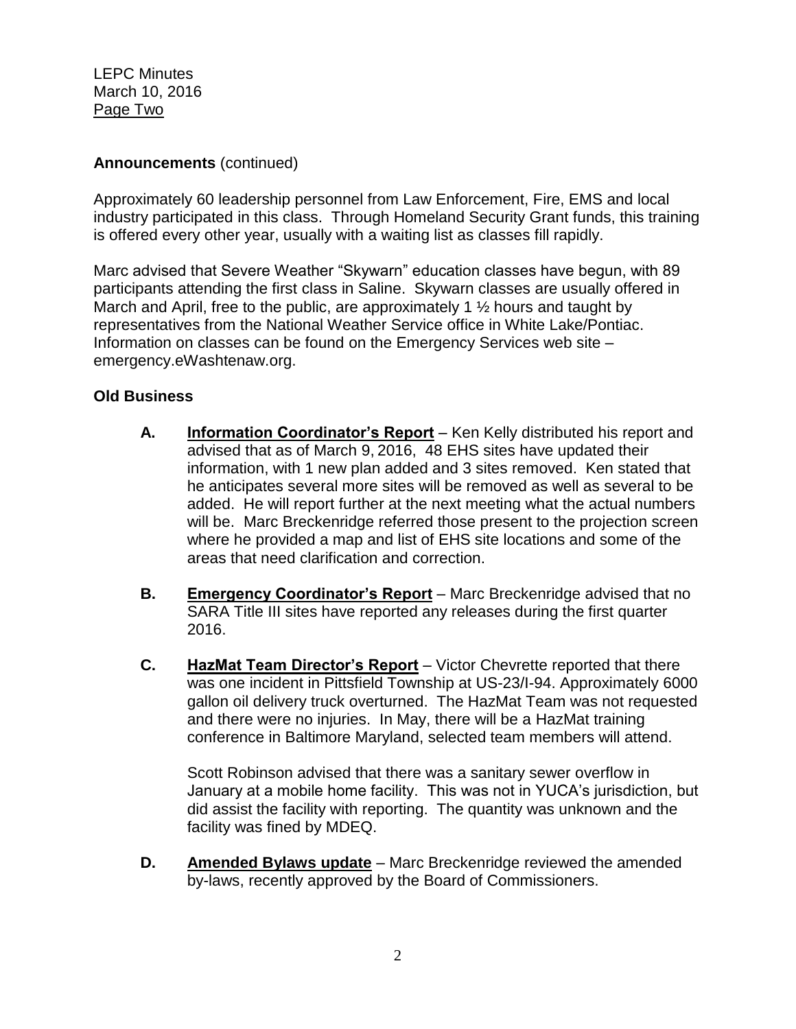**Announcements** (continued)

Approximately 60 leadership personnel from Law Enforcement, Fire, EMS and local industry participated in this class. Through Homeland Security Grant funds, this training is offered every other year, usually with a waiting list as classes fill rapidly.

Marc advised that Severe Weather "Skywarn" education classes have begun, with 89 participants attending the first class in Saline. Skywarn classes are usually offered in March and April, free to the public, are approximately 1 ½ hours and taught by representatives from the National Weather Service office in White Lake/Pontiac. Information on classes can be found on the Emergency Services web site – emergency.eWashtenaw.org.

**Old Business**

**A. Information Coordinator's Report** – Ken Kelly distributed his report and advised that as of March 9, 2016, 48 EHS sites have updated their information, with 1 new plan added and 3 sites removed. Ken stated that he anticipates several more sites will be removed as well as several to be added. He will report further at the next meeting what the actual numbers will be. Marc Breckenridge referred those present to the projection screen where he provided a map and list of EHS site locations and some of the areas that need clarification and correction.

**B. Emergency Coordinator's Report** – Marc Breckenridge advised that no SARA Title III sites have reported any releases during the first quarter 2016.

**C. HazMat Team Director's Report** – Victor Chevrette reported that there was one incident in Pittsfield Township at US-23/I-94. Approximately 6000 gallon oil delivery truck overturned. The HazMat Team was not requested and there were no injuries. In May, there will be a HazMat training conference in Baltimore Maryland, selected team members will attend.

Scott Robinson advised that there was a sanitary sewer overflow in January at a mobile home facility. This was not in YUCA's jurisdiction, but did assist the facility with reporting. The quantity was unknown and the facility was fined by MDEQ.

**D. Amended Bylaws update** – Marc Breckenridge reviewed the amended by-laws, recently approved by the Board of Commissioners.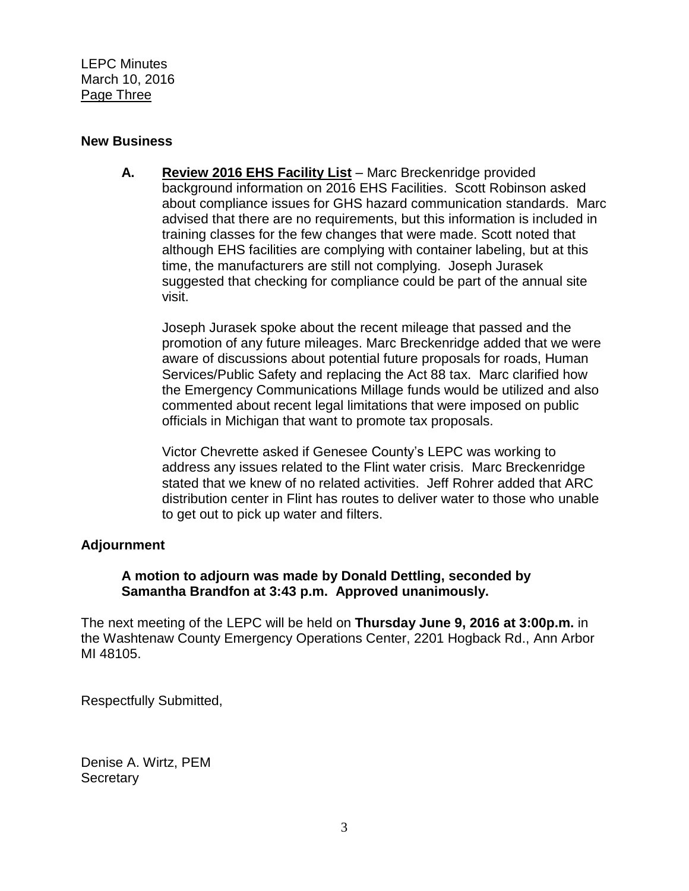## New Business

**A. Review 2016 EHS Facility List** – Marc Breckenridge provided background information on 2016 EHS Facilities. Scott Robinson asked about compliance issues for GHS hazard communication standards. Marc advised that there are no requirements, but this information is included in training classes for the few changes that were made. Scott noted that although EHS facilities are complying with container labeling, but at this time, the manufacturers are still not complying. Joseph Jurasek suggested that checking for compliance could be part of the annual site visit.

Joseph Jurasek spoke about the recent mileage that passed and the promotion of any future mileages. Marc Breckenridge added that we were aware of discussions about potential future proposals for roads, Human Services/Public Safety and replacing the Act 88 tax. Marc clarified how the Emergency Communications Millage funds would be utilized and also commented about recent legal limitations that were imposed on public officials in Michigan that want to promote tax proposals.

Victor Chevrette asked if Genesee County's LEPC was working to address any issues related to the Flint water crisis. Marc Breckenridge stated that we knew of no related activities. Jeff Rohrer added that ARC distribution center in Flint has routes to deliver water to those who unable to get out to pick up water and filters.

## Adjournment

**A motion to adjourn was made by Donald Dettling, seconded by Samantha Brandfon at 3:43 p.m. Approved unanimously.**

The next meeting of the LEPC will be held on **Thursday June 9, 2016 at 3:00p.m.** in the Washtenaw County Emergency Operations Center, 2201 Hogback Rd., Ann Arbor MI 48105.

Respectfully Submitted,

Denise A. Wirtz, PEM
Secretary